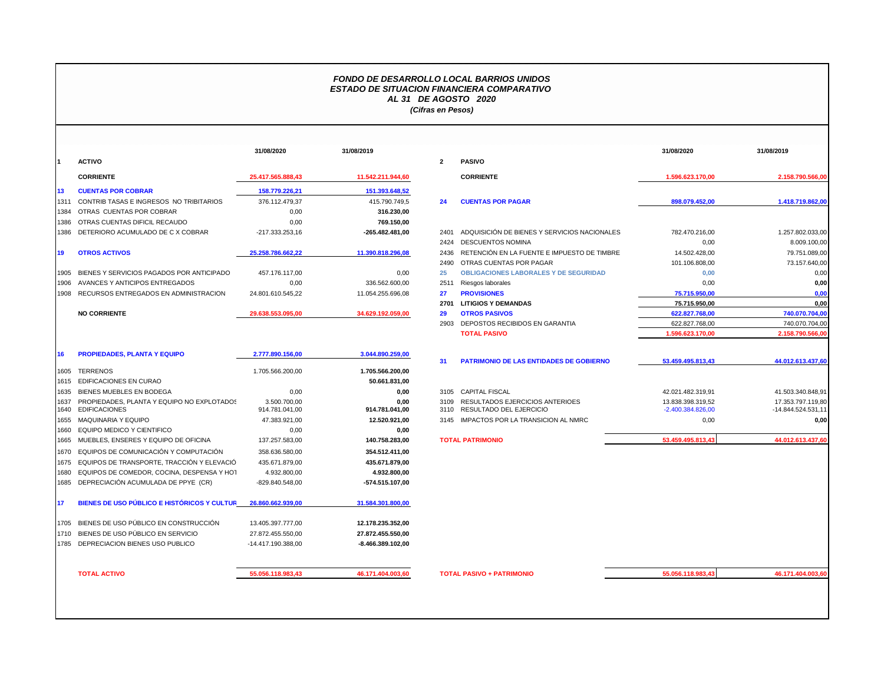# *FONDO DE DESARROLLO LOCAL BARRIOS UNIDOS*
## *ESTADO DE SITUACION FINANCIERA COMPARATIVO*
### *AL 31 DE AGOSTO 2020*
*(Cifras en Pesos)*

| | | 31/08/2020 | 31/08/2019 |
|---|---|---|---|
| 1 | **ACTIVO** | | |
| | **CORRIENTE** | **25.417.565.888,43** | **11.542.211.944,60** |
| **13** | **CUENTAS POR COBRAR** | **158.779.226,21** | **151.393.648,52** |
| 1311 | CONTRIB TASAS E INGRESOS NO TRIBITARIOS | 376.112.479,37 | 415.790.749,5 |
| 1384 | OTRAS CUENTAS POR COBRAR | 0,00 | **316.230,00** |
| 1386 | OTRAS CUENTAS DIFICIL RECAUDO | 0,00 | **769.150,00** |
| 1386 | DETERIORO ACUMULADO DE C X COBRAR | -217.333.253,16 | **-265.482.481,00** |
| **19** | **OTROS ACTIVOS** | **25.258.786.662,22** | **11.390.818.296,08** |
| 1905 | BIENES Y SERVICIOS PAGADOS POR ANTICIPADO | 457.176.117,00 | 0,00 |
| 1906 | AVANCES Y ANTICIPOS ENTREGADOS | 0,00 | 336.562.600,00 |
| 1908 | RECURSOS ENTREGADOS EN ADMINISTRACION | 24.801.610.545,22 | 11.054.255.696,08 |
| | **NO CORRIENTE** | **29.638.553.095,00** | **34.629.192.059,00** |
| **16** | **PROPIEDADES, PLANTA Y EQUIPO** | **2.777.890.156,00** | **3.044.890.259,00** |
| 1605 | TERRENOS | 1.705.566.200,00 | **1.705.566.200,00** |
| 1615 | EDIFICACIONES EN CURAO | | **50.661.831,00** |
| 1635 | BIENES MUEBLES EN BODEGA | 0,00 | **0,00** |
| 1637 | PROPIEDADES, PLANTA Y EQUIPO NO EXPLOTADOS | 3.500.700,00 | **0,00** |
| 1640 | EDIFICACIONES | 914.781.041,00 | **914.781.041,00** |
| 1655 | MAQUINARIA Y EQUIPO | 47.383.921,00 | **12.520.921,00** |
| 1660 | EQUIPO MEDICO Y CIENTIFICO | 0,00 | **0,00** |
| 1665 | MUEBLES, ENSERES Y EQUIPO DE OFICINA | 137.257.583,00 | **140.758.283,00** |
| 1670 | EQUIPOS DE COMUNICACIÓN Y COMPUTACIÓN | 358.636.580,00 | **354.512.411,00** |
| 1675 | EQUIPOS DE TRANSPORTE, TRACCIÓN Y ELEVACIÓ | 435.671.879,00 | **435.671.879,00** |
| 1680 | EQUIPOS DE COMEDOR, COCINA, DESPENSA Y HOT | 4.932.800,00 | **4.932.800,00** |
| 1685 | DEPRECIACIÓN ACUMULADA DE PPYE (CR) | -829.840.548,00 | **-574.515.107,00** |
| **17** | **BIENES DE USO PÚBLICO E HISTÓRICOS Y CULTUR** | **26.860.662.939,00** | **31.584.301.800,00** |
| 1705 | BIENES DE USO PÚBLICO EN CONSTRUCCIÓN | 13.405.397.777,00 | **12.178.235.352,00** |
| 1710 | BIENES DE USO PÚBLICO EN SERVICIO | 27.872.455.550,00 | **27.872.455.550,00** |
| 1785 | DEPRECIACION BIENES USO PUBLICO | -14.417.190.388,00 | **-8.466.389.102,00** |
| | **TOTAL ACTIVO** | **55.056.118.983,43** | **46.171.404.003,60** |

| | | 31/08/2020 | 31/08/2019 |
|---|---|---|---|
| 2 | **PASIVO** | | |
| | **CORRIENTE** | **1.596.623.170,00** | **2.158.790.566,00** |
| **24** | **CUENTAS POR PAGAR** | **898.079.452,00** | **1.418.719.862,00** |
| 2401 | ADQUISICIÓN DE BIENES Y SERVICIOS NACIONALES | 782.470.216,00 | 1.257.802.033,00 |
| 2424 | DESCUENTOS NOMINA | 0,00 | 8.009.100,00 |
| 2436 | RETENCIÓN EN LA FUENTE E IMPUESTO DE TIMBRE | 14.502.428,00 | 79.751.089,00 |
| 2490 | OTRAS CUENTAS POR PAGAR | 101.106.808,00 | 73.157.640,00 |
| **25** | **OBLIGACIONES LABORALES Y DE SEGURIDAD** | **0,00** | 0,00 |
| 2511 | Riesgos laborales | 0,00 | **0,00** |
| **27** | **PROVISIONES** | **75.715.950,00** | **0,00** |
| **2701** | **LITIGIOS Y DEMANDAS** | **75.715.950,00** | **0,00** |
| **29** | **OTROS PASIVOS** | **622.827.768,00** | **740.070.704,00** |
| 2903 | DEPOSTOS RECIBIDOS EN GARANTIA | 622.827.768,00 | 740.070.704,00 |
| | **TOTAL PASIVO** | **1.596.623.170,00** | **2.158.790.566,00** |
| **31** | **PATRIMONIO DE LAS ENTIDADES DE GOBIERNO** | **53.459.495.813,43** | **44.012.613.437,60** |
| 3105 | CAPITAL FISCAL | 42.021.482.319,91 | 41.503.340.848,91 |
| 3109 | RESULTADOS EJERCICIOS ANTERIOES | 13.838.398.319,52 | 17.353.797.119,80 |
| 3110 | RESULTADO DEL EJERCICIO | -2.400.384.826,00 | -14.844.524.531,11 |
| 3145 | IMPACTOS POR LA TRANSICION AL NMRC | 0,00 | **0,00** |
| | **TOTAL PATRIMONIO** | **53.459.495.813,43** | **44.012.613.437,60** |
| | **TOTAL PASIVO + PATRIMONIO** | **55.056.118.983,43** | **46.171.404.003,60** |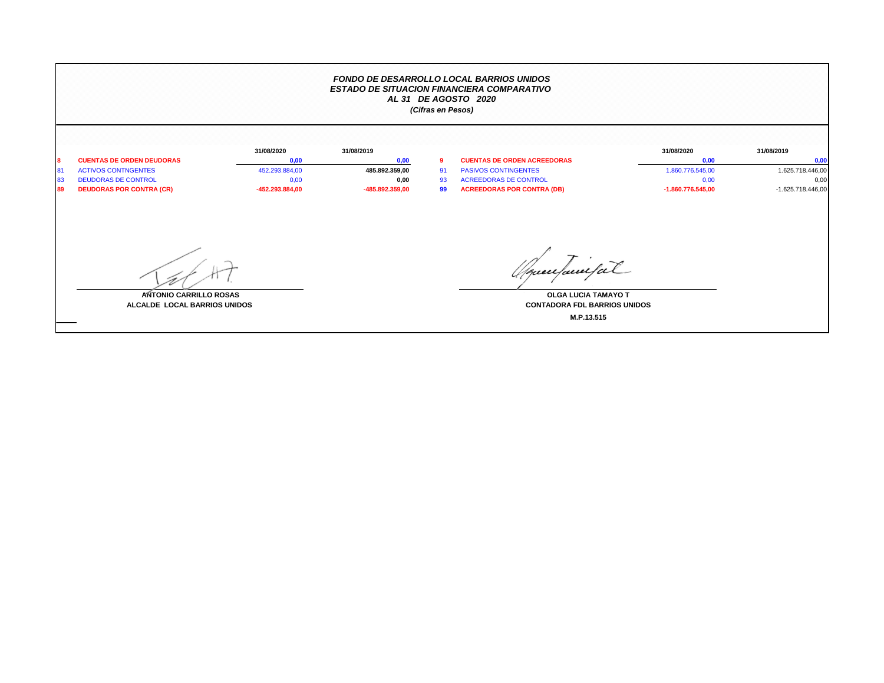***FONDO DE DESARROLLO LOCAL BARRIOS UNIDOS***
***ESTADO DE SITUACION FINANCIERA COMPARATIVO***
***AL 31 DE AGOSTO 2020***
***(Cifras en Pesos)***

| | | 31/08/2020 | 31/08/2019 | | | 31/08/2020 | 31/08/2019 |
|---|---|---|---|---|---|---|---|
| **8** | **CUENTAS DE ORDEN DEUDORAS** | **0,00** | **0,00** | **9** | **CUENTAS DE ORDEN ACREEDORAS** | **0,00** | **0,00** |
| 81 | ACTIVOS CONTNGENTES | 452.293.884,00 | **485.892.359,00** | 91 | PASIVOS CONTINGENTES | 1.860.776.545,00 | 1.625.718.446,00 |
| 83 | DEUDORAS DE CONTROL | 0,00 | **0,00** | 93 | ACREEDORAS DE CONTROL | 0,00 | 0,00 |
| **89** | **DEUDORAS POR CONTRA (CR)** | **-452.293.884,00** | **-485.892.359,00** | **99** | **ACREEDORAS POR CONTRA (DB)** | **-1.860.776.545,00** | -1.625.718.446,00 |

**ANTONIO CARRILLO ROSAS**
**ALCALDE LOCAL BARRIOS UNIDOS**

**OLGA LUCIA TAMAYO T**
**CONTADORA FDL BARRIOS UNIDOS**
**M.P.13.515**